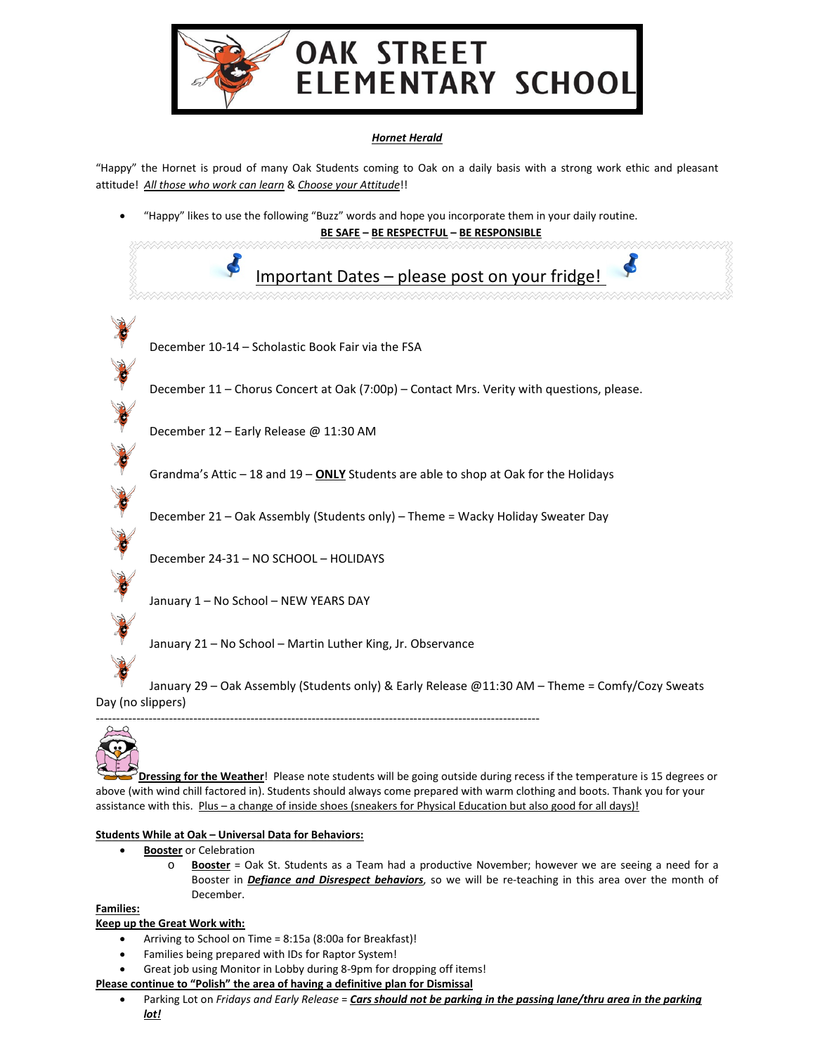# OAK STREET ELEMENTARY SCHOOL

***Hornet Herald***

"Happy" the Hornet is proud of many Oak Students coming to Oak on a daily basis with a strong work ethic and pleasant attitude! *All those who work can learn* & *Choose your Attitude*!!

- "Happy" likes to use the following "Buzz" words and hope you incorporate them in your daily routine.

**BE SAFE** – **BE RESPECTFUL** – **BE RESPONSIBLE**

## Important Dates – please post on your fridge!

- December 10-14 – Scholastic Book Fair via the FSA
- December 11 – Chorus Concert at Oak (7:00p) – Contact Mrs. Verity with questions, please.
- December 12 – Early Release @ 11:30 AM
- Grandma's Attic – 18 and 19 – **ONLY** Students are able to shop at Oak for the Holidays
- December 21 – Oak Assembly (Students only) – Theme = Wacky Holiday Sweater Day
- December 24-31 – NO SCHOOL – HOLIDAYS
- January 1 – No School – NEW YEARS DAY
- January 21 – No School – Martin Luther King, Jr. Observance
- January 29 – Oak Assembly (Students only) & Early Release @11:30 AM – Theme = Comfy/Cozy Sweats Day (no slippers)

---

**Dressing for the Weather**! Please note students will be going outside during recess if the temperature is 15 degrees or above (with wind chill factored in). Students should always come prepared with warm clothing and boots. Thank you for your assistance with this. Plus – a change of inside shoes (sneakers for Physical Education but also good for all days)!

**Students While at Oak – Universal Data for Behaviors:**

- **Booster** or Celebration
  - **Booster** = Oak St. Students as a Team had a productive November; however we are seeing a need for a Booster in ***Defiance and Disrespect behaviors***, so we will be re-teaching in this area over the month of December.

**Families:**

**Keep up the Great Work with:**

- Arriving to School on Time = 8:15a (8:00a for Breakfast)!
- Families being prepared with IDs for Raptor System!
- Great job using Monitor in Lobby during 8-9pm for dropping off items!

**Please continue to "Polish" the area of having a definitive plan for Dismissal**

- Parking Lot on *Fridays and Early Release* = ***Cars should not be parking in the passing lane/thru area in the parking lot!***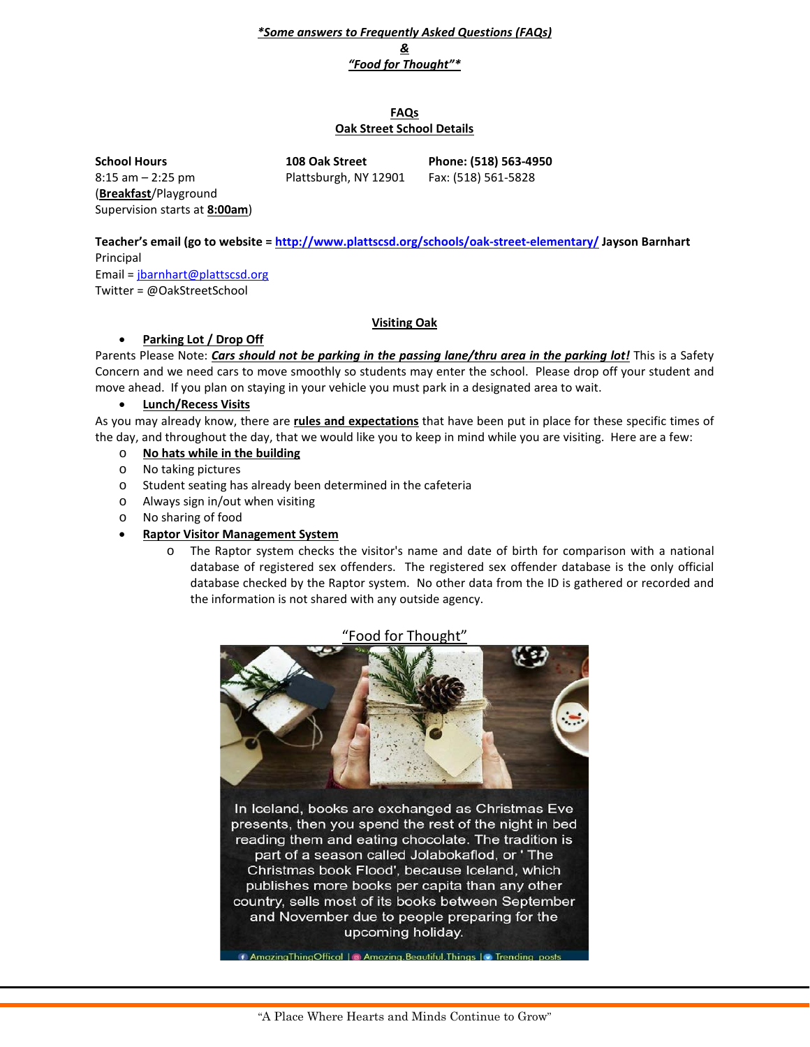***Some answers to Frequently Asked Questions (FAQs)***
***&***
***"Food for Thought"****

## FAQs
## Oak Street School Details

**School Hours**
8:15 am – 2:25 pm
(**Breakfast**/Playground Supervision starts at **8:00am**)

**108 Oak Street**
Plattsburgh, NY 12901

**Phone: (518) 563-4950**
Fax: (518) 561-5828

**Teacher's email (go to website = http://www.plattscsd.org/schools/oak-street-elementary/** **Jayson Barnhart**
Principal
Email = jbarnhart@plattscsd.org
Twitter = @OakStreetSchool

## Visiting Oak

- **Parking Lot / Drop Off**

Parents Please Note: ***Cars should not be parking in the passing lane/thru area in the parking lot!*** This is a Safety Concern and we need cars to move smoothly so students may enter the school. Please drop off your student and move ahead. If you plan on staying in your vehicle you must park in a designated area to wait.

- **Lunch/Recess Visits**

As you may already know, there are **rules and expectations** that have been put in place for these specific times of the day, and throughout the day, that we would like you to keep in mind while you are visiting. Here are a few:

  - **No hats while in the building**
  - No taking pictures
  - Student seating has already been determined in the cafeteria
  - Always sign in/out when visiting
  - No sharing of food

- **Raptor Visitor Management System**
  - The Raptor system checks the visitor's name and date of birth for comparison with a national database of registered sex offenders. The registered sex offender database is the only official database checked by the Raptor system. No other data from the ID is gathered or recorded and the information is not shared with any outside agency.

"Food for Thought"

In Iceland, books are exchanged as Christmas Eve presents, then you spend the rest of the night in bed reading them and eating chocolate. The tradition is part of a season called Jolabokaflod, or ' The Christmas book Flood', because Iceland, which publishes more books per capita than any other country, sells most of its books between September and November due to people preparing for the upcoming holiday.

AmazingThingOffical | Amazing.Beautiful.Things | Trending_posts

"A Place Where Hearts and Minds Continue to Grow"